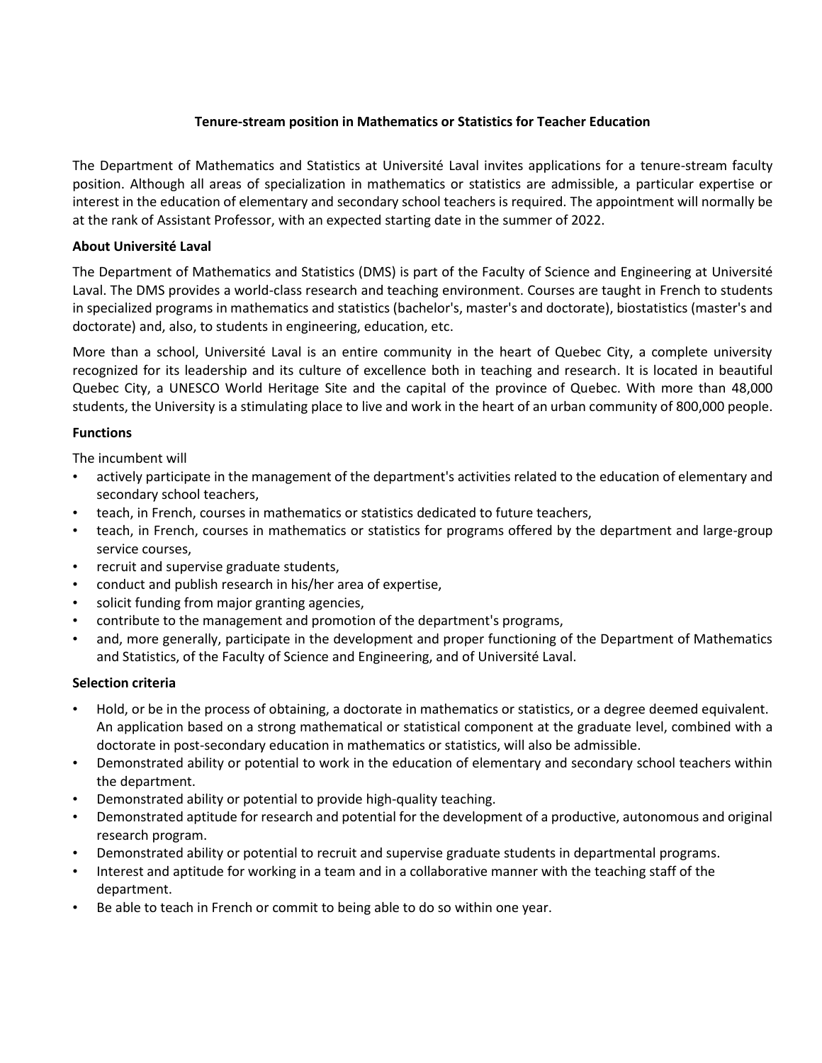# Tenure-stream position in Mathematics or Statistics for Teacher Education

The Department of Mathematics and Statistics at Université Laval invites applications for a tenure-stream faculty position. Although all areas of specialization in mathematics or statistics are admissible, a particular expertise or interest in the education of elementary and secondary school teachers is required. The appointment will normally be at the rank of Assistant Professor, with an expected starting date in the summer of 2022.

## About Université Laval

The Department of Mathematics and Statistics (DMS) is part of the Faculty of Science and Engineering at Université Laval. The DMS provides a world-class research and teaching environment. Courses are taught in French to students in specialized programs in mathematics and statistics (bachelor's, master's and doctorate), biostatistics (master's and doctorate) and, also, to students in engineering, education, etc.

More than a school, Université Laval is an entire community in the heart of Quebec City, a complete university recognized for its leadership and its culture of excellence both in teaching and research. It is located in beautiful Quebec City, a UNESCO World Heritage Site and the capital of the province of Quebec. With more than 48,000 students, the University is a stimulating place to live and work in the heart of an urban community of 800,000 people.

## Functions

The incumbent will

- actively participate in the management of the department's activities related to the education of elementary and secondary school teachers,
- teach, in French, courses in mathematics or statistics dedicated to future teachers,
- teach, in French, courses in mathematics or statistics for programs offered by the department and large-group service courses,
- recruit and supervise graduate students,
- conduct and publish research in his/her area of expertise,
- solicit funding from major granting agencies,
- contribute to the management and promotion of the department's programs,
- and, more generally, participate in the development and proper functioning of the Department of Mathematics and Statistics, of the Faculty of Science and Engineering, and of Université Laval.

## Selection criteria

- Hold, or be in the process of obtaining, a doctorate in mathematics or statistics, or a degree deemed equivalent. An application based on a strong mathematical or statistical component at the graduate level, combined with a doctorate in post-secondary education in mathematics or statistics, will also be admissible.
- Demonstrated ability or potential to work in the education of elementary and secondary school teachers within the department.
- Demonstrated ability or potential to provide high-quality teaching.
- Demonstrated aptitude for research and potential for the development of a productive, autonomous and original research program.
- Demonstrated ability or potential to recruit and supervise graduate students in departmental programs.
- Interest and aptitude for working in a team and in a collaborative manner with the teaching staff of the department.
- Be able to teach in French or commit to being able to do so within one year.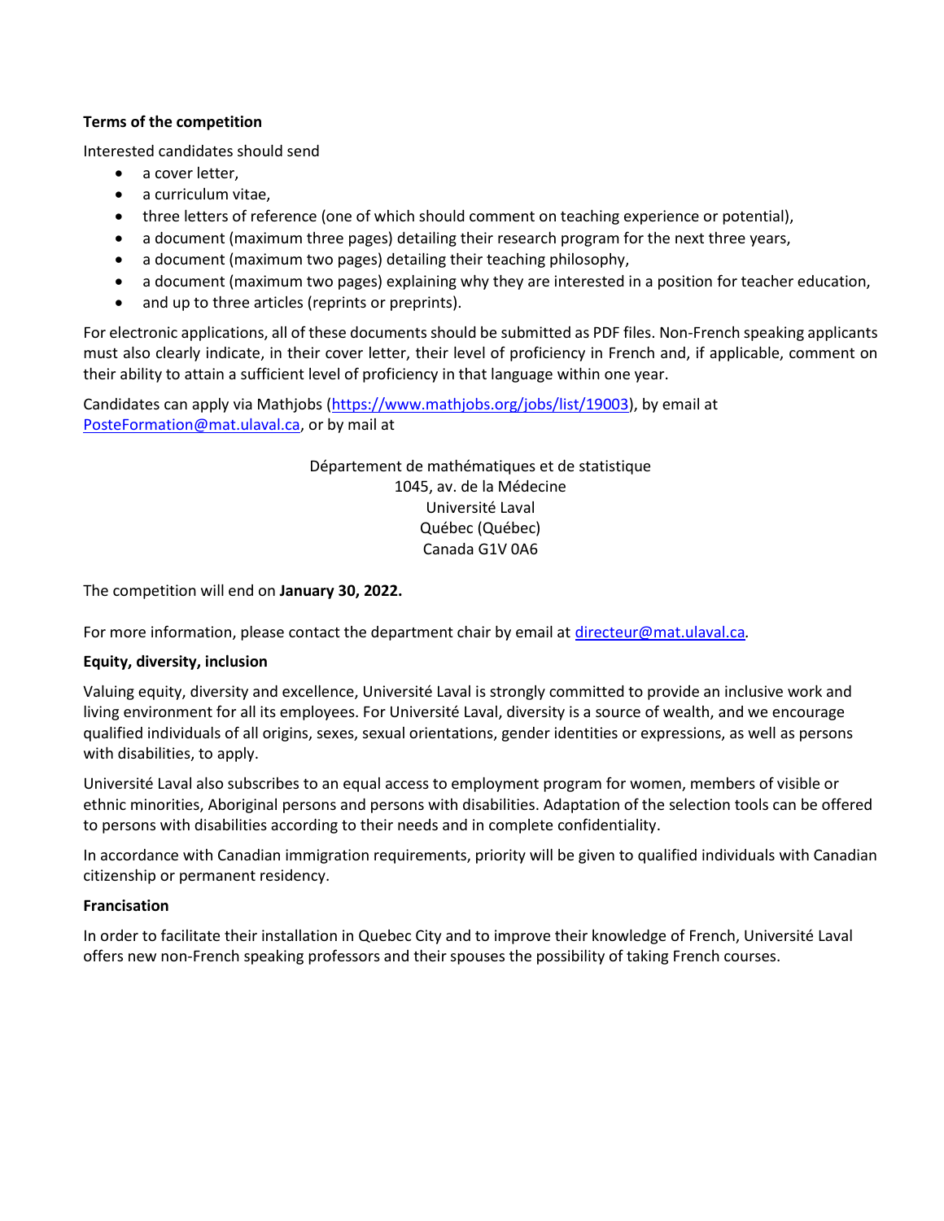**Terms of the competition**

Interested candidates should send

- a cover letter,
- a curriculum vitae,
- three letters of reference (one of which should comment on teaching experience or potential),
- a document (maximum three pages) detailing their research program for the next three years,
- a document (maximum two pages) detailing their teaching philosophy,
- a document (maximum two pages) explaining why they are interested in a position for teacher education,
- and up to three articles (reprints or preprints).

For electronic applications, all of these documents should be submitted as PDF files. Non-French speaking applicants must also clearly indicate, in their cover letter, their level of proficiency in French and, if applicable, comment on their ability to attain a sufficient level of proficiency in that language within one year.

Candidates can apply via Mathjobs (https://www.mathjobs.org/jobs/list/19003), by email at PosteFormation@mat.ulaval.ca, or by mail at

Département de mathématiques et de statistique
1045, av. de la Médecine
Université Laval
Québec (Québec)
Canada G1V 0A6

The competition will end on **January 30, 2022.**

For more information, please contact the department chair by email at directeur@mat.ulaval.ca.

**Equity, diversity, inclusion**

Valuing equity, diversity and excellence, Université Laval is strongly committed to provide an inclusive work and living environment for all its employees. For Université Laval, diversity is a source of wealth, and we encourage qualified individuals of all origins, sexes, sexual orientations, gender identities or expressions, as well as persons with disabilities, to apply.

Université Laval also subscribes to an equal access to employment program for women, members of visible or ethnic minorities, Aboriginal persons and persons with disabilities. Adaptation of the selection tools can be offered to persons with disabilities according to their needs and in complete confidentiality.

In accordance with Canadian immigration requirements, priority will be given to qualified individuals with Canadian citizenship or permanent residency.

**Francisation**

In order to facilitate their installation in Quebec City and to improve their knowledge of French, Université Laval offers new non-French speaking professors and their spouses the possibility of taking French courses.